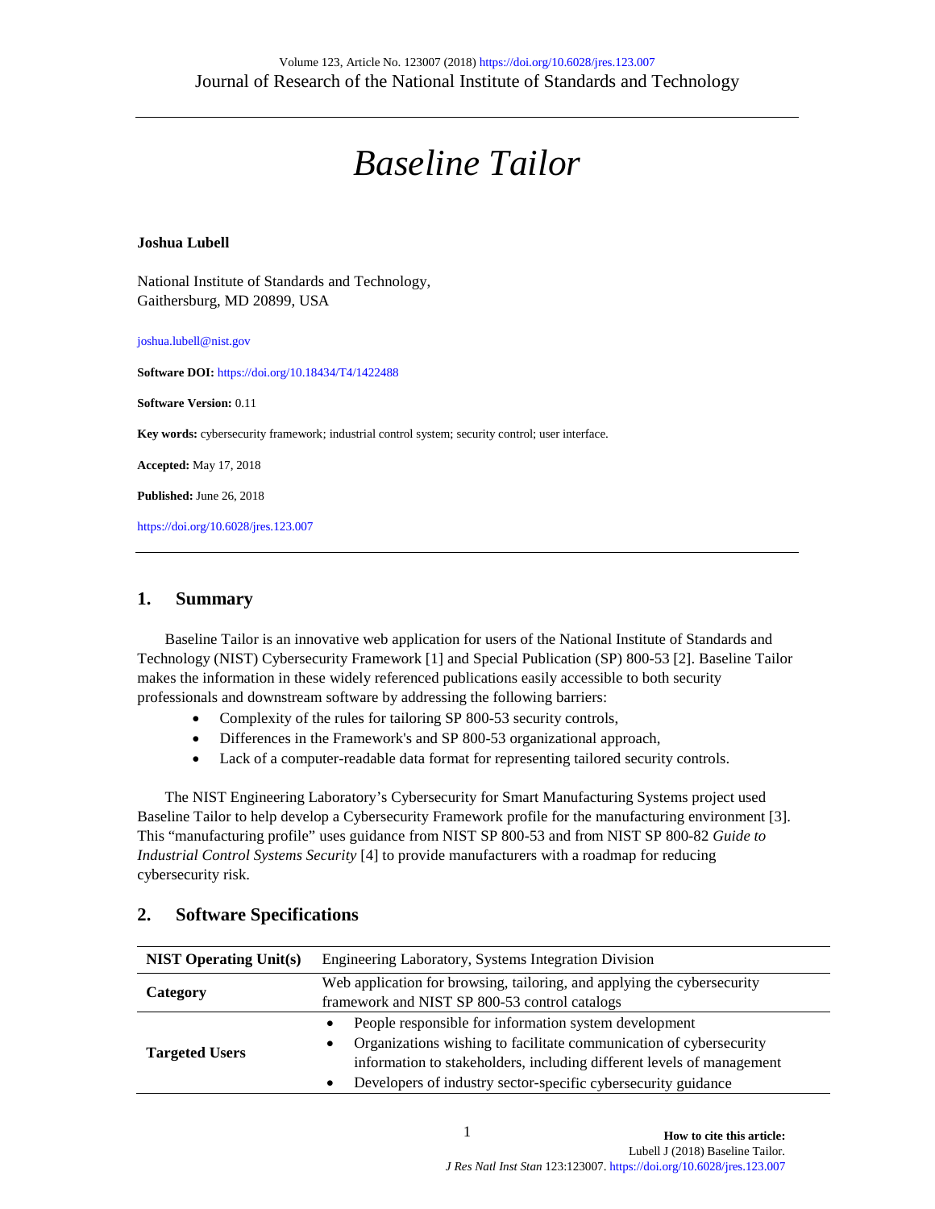# Baseline Tailor

**Joshua Lubell**

National Institute of Standards and Technology,
Gaithersburg, MD 20899, USA

joshua.lubell@nist.gov

**Software DOI:** https://doi.org/10.18434/T4/1422488

**Software Version:** 0.11

**Key words:** cybersecurity framework; industrial control system; security control; user interface.

**Accepted:** May 17, 2018

**Published:** June 26, 2018

https://doi.org/10.6028/jres.123.007

## 1. Summary

Baseline Tailor is an innovative web application for users of the National Institute of Standards and Technology (NIST) Cybersecurity Framework [1] and Special Publication (SP) 800-53 [2]. Baseline Tailor makes the information in these widely referenced publications easily accessible to both security professionals and downstream software by addressing the following barriers:

- Complexity of the rules for tailoring SP 800-53 security controls,
- Differences in the Framework's and SP 800-53 organizational approach,
- Lack of a computer-readable data format for representing tailored security controls.

The NIST Engineering Laboratory's Cybersecurity for Smart Manufacturing Systems project used Baseline Tailor to help develop a Cybersecurity Framework profile for the manufacturing environment [3]. This "manufacturing profile" uses guidance from NIST SP 800-53 and from NIST SP 800-82 *Guide to Industrial Control Systems Security* [4] to provide manufacturers with a roadmap for reducing cybersecurity risk.

## 2. Software Specifications

| **NIST Operating Unit(s)** | Engineering Laboratory, Systems Integration Division |
|---|---|
| **Category** | Web application for browsing, tailoring, and applying the cybersecurity framework and NIST SP 800-53 control catalogs |
| **Targeted Users** | • People responsible for information system development<br>• Organizations wishing to facilitate communication of cybersecurity information to stakeholders, including different levels of management<br>• Developers of industry sector-specific cybersecurity guidance |

**How to cite this article:**
Lubell J (2018) Baseline Tailor.
*J Res Natl Inst Stan* 123:123007. https://doi.org/10.6028/jres.123.007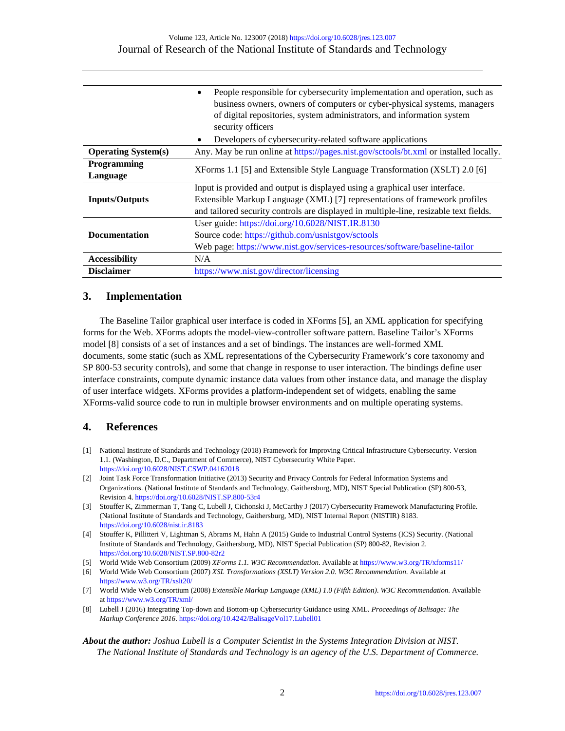| | |
|---|---|
| | • People responsible for cybersecurity implementation and operation, such as business owners, owners of computers or cyber-physical systems, managers of digital repositories, system administrators, and information system security officers<br>• Developers of cybersecurity-related software applications |
| **Operating System(s)** | Any. May be run online at https://pages.nist.gov/sctools/bt.xml or installed locally. |
| **Programming Language** | XForms 1.1 [5] and Extensible Style Language Transformation (XSLT) 2.0 [6] |
| **Inputs/Outputs** | Input is provided and output is displayed using a graphical user interface. Extensible Markup Language (XML) [7] representations of framework profiles and tailored security controls are displayed in multiple-line, resizable text fields. |
| **Documentation** | User guide: https://doi.org/10.6028/NIST.IR.8130<br>Source code: https://github.com/usnistgov/sctools<br>Web page: https://www.nist.gov/services-resources/software/baseline-tailor |
| **Accessibility** | N/A |
| **Disclaimer** | https://www.nist.gov/director/licensing |

## 3. Implementation

The Baseline Tailor graphical user interface is coded in XForms [5], an XML application for specifying forms for the Web. XForms adopts the model-view-controller software pattern. Baseline Tailor's XForms model [8] consists of a set of instances and a set of bindings. The instances are well-formed XML documents, some static (such as XML representations of the Cybersecurity Framework's core taxonomy and SP 800-53 security controls), and some that change in response to user interaction. The bindings define user interface constraints, compute dynamic instance data values from other instance data, and manage the display of user interface widgets. XForms provides a platform-independent set of widgets, enabling the same XForms-valid source code to run in multiple browser environments and on multiple operating systems.

## 4. References

[1] National Institute of Standards and Technology (2018) Framework for Improving Critical Infrastructure Cybersecurity. Version 1.1. (Washington, D.C., Department of Commerce), NIST Cybersecurity White Paper. https://doi.org/10.6028/NIST.CSWP.04162018

[2] Joint Task Force Transformation Initiative (2013) Security and Privacy Controls for Federal Information Systems and Organizations. (National Institute of Standards and Technology, Gaithersburg, MD), NIST Special Publication (SP) 800-53, Revision 4. https://doi.org/10.6028/NIST.SP.800-53r4

[3] Stouffer K, Zimmerman T, Tang C, Lubell J, Cichonski J, McCarthy J (2017) Cybersecurity Framework Manufacturing Profile. (National Institute of Standards and Technology, Gaithersburg, MD), NIST Internal Report (NISTIR) 8183. https://doi.org/10.6028/nist.ir.8183

[4] Stouffer K, Pillitteri V, Lightman S, Abrams M, Hahn A (2015) Guide to Industrial Control Systems (ICS) Security. (National Institute of Standards and Technology, Gaithersburg, MD), NIST Special Publication (SP) 800-82, Revision 2. https://doi.org/10.6028/NIST.SP.800-82r2

[5] World Wide Web Consortium (2009) *XForms 1.1. W3C Recommendation*. Available at https://www.w3.org/TR/xforms11/

[6] World Wide Web Consortium (2007) *XSL Transformations (XSLT) Version 2.0. W3C Recommendation.* Available at https://www.w3.org/TR/xslt20/

[7] World Wide Web Consortium (2008) *Extensible Markup Language (XML) 1.0 (Fifth Edition). W3C Recommendation.* Available at https://www.w3.org/TR/xml/

[8] Lubell J (2016) Integrating Top-down and Bottom-up Cybersecurity Guidance using XML. *Proceedings of Balisage: The Markup Conference 2016*. https://doi.org/10.4242/BalisageVol17.Lubell01

***About the author:*** *Joshua Lubell is a Computer Scientist in the Systems Integration Division at NIST. The National Institute of Standards and Technology is an agency of the U.S. Department of Commerce.*